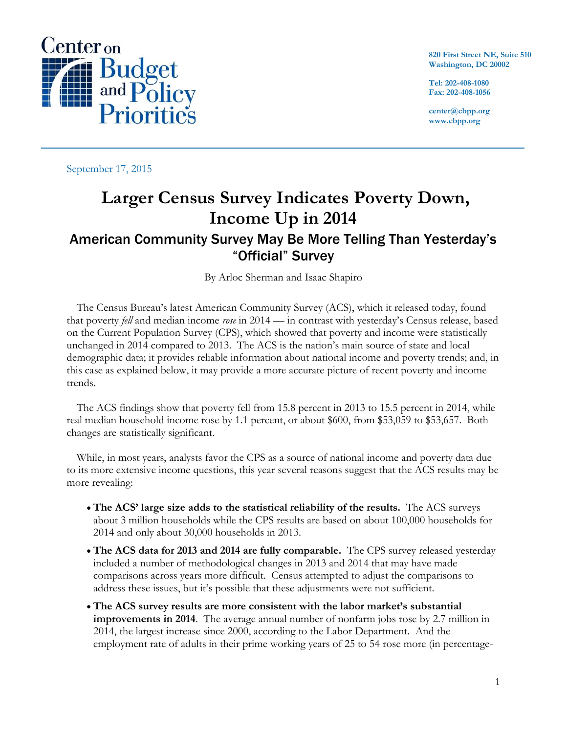Center on Budget and Policy Priorities

820 First Street NE, Suite 510
Washington, DC 20002

Tel: 202-408-1080
Fax: 202-408-1056

center@cbpp.org
www.cbpp.org

September 17, 2015

# Larger Census Survey Indicates Poverty Down, Income Up in 2014

## American Community Survey May Be More Telling Than Yesterday's "Official" Survey

By Arloc Sherman and Isaac Shapiro

The Census Bureau's latest American Community Survey (ACS), which it released today, found that poverty *fell* and median income *rose* in 2014 — in contrast with yesterday's Census release, based on the Current Population Survey (CPS), which showed that poverty and income were statistically unchanged in 2014 compared to 2013. The ACS is the nation's main source of state and local demographic data; it provides reliable information about national income and poverty trends; and, in this case as explained below, it may provide a more accurate picture of recent poverty and income trends.

The ACS findings show that poverty fell from 15.8 percent in 2013 to 15.5 percent in 2014, while real median household income rose by 1.1 percent, or about $600, from $53,059 to $53,657. Both changes are statistically significant.

While, in most years, analysts favor the CPS as a source of national income and poverty data due to its more extensive income questions, this year several reasons suggest that the ACS results may be more revealing:

- **The ACS' large size adds to the statistical reliability of the results.** The ACS surveys about 3 million households while the CPS results are based on about 100,000 households for 2014 and only about 30,000 households in 2013.
- **The ACS data for 2013 and 2014 are fully comparable.** The CPS survey released yesterday included a number of methodological changes in 2013 and 2014 that may have made comparisons across years more difficult. Census attempted to adjust the comparisons to address these issues, but it's possible that these adjustments were not sufficient.
- **The ACS survey results are more consistent with the labor market's substantial improvements in 2014**. The average annual number of nonfarm jobs rose by 2.7 million in 2014, the largest increase since 2000, according to the Labor Department. And the employment rate of adults in their prime working years of 25 to 54 rose more (in percentage-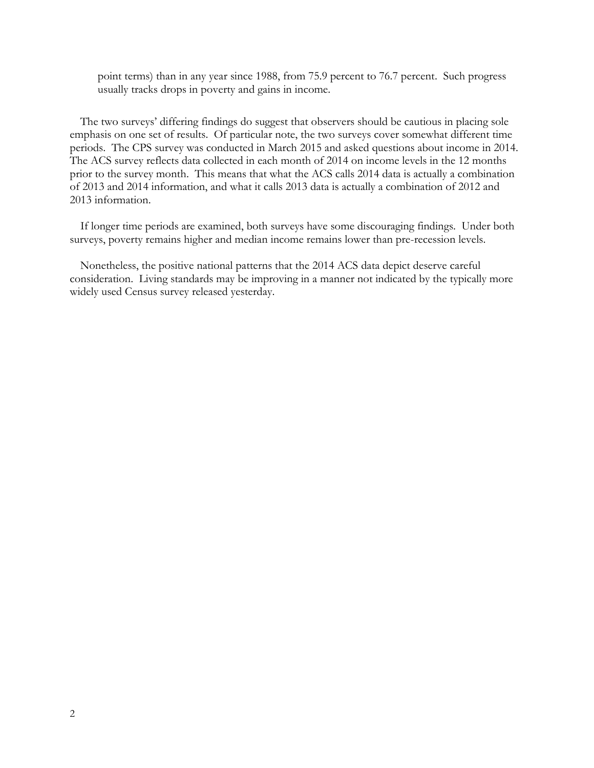point terms) than in any year since 1988, from 75.9 percent to 76.7 percent. Such progress usually tracks drops in poverty and gains in income.

The two surveys' differing findings do suggest that observers should be cautious in placing sole emphasis on one set of results. Of particular note, the two surveys cover somewhat different time periods. The CPS survey was conducted in March 2015 and asked questions about income in 2014. The ACS survey reflects data collected in each month of 2014 on income levels in the 12 months prior to the survey month. This means that what the ACS calls 2014 data is actually a combination of 2013 and 2014 information, and what it calls 2013 data is actually a combination of 2012 and 2013 information.

If longer time periods are examined, both surveys have some discouraging findings. Under both surveys, poverty remains higher and median income remains lower than pre-recession levels.

Nonetheless, the positive national patterns that the 2014 ACS data depict deserve careful consideration. Living standards may be improving in a manner not indicated by the typically more widely used Census survey released yesterday.